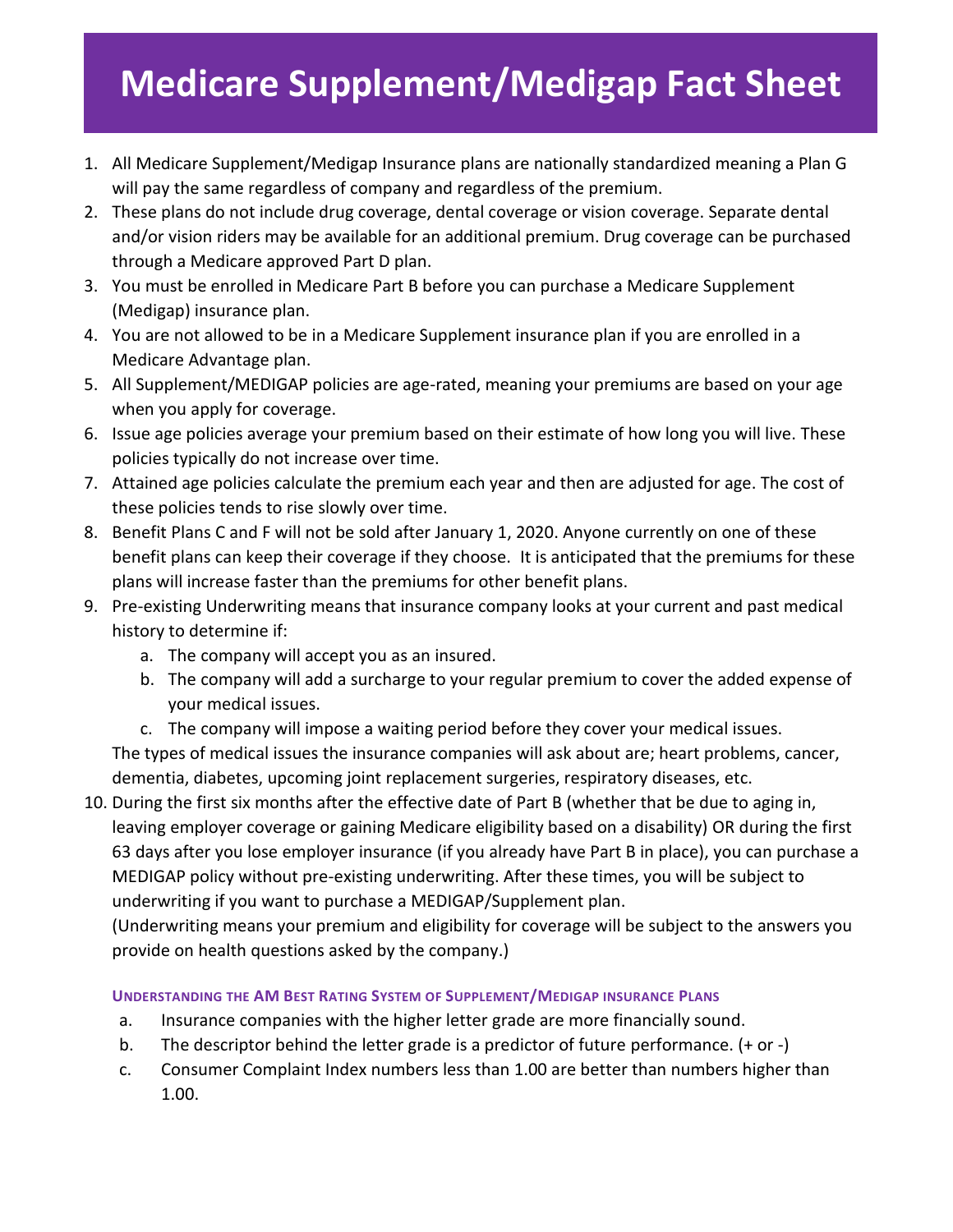# Medicare Supplement/Medigap Fact Sheet

1. All Medicare Supplement/Medigap Insurance plans are nationally standardized meaning a Plan G will pay the same regardless of company and regardless of the premium.
2. These plans do not include drug coverage, dental coverage or vision coverage. Separate dental and/or vision riders may be available for an additional premium. Drug coverage can be purchased through a Medicare approved Part D plan.
3. You must be enrolled in Medicare Part B before you can purchase a Medicare Supplement (Medigap) insurance plan.
4. You are not allowed to be in a Medicare Supplement insurance plan if you are enrolled in a Medicare Advantage plan.
5. All Supplement/MEDIGAP policies are age-rated, meaning your premiums are based on your age when you apply for coverage.
6. Issue age policies average your premium based on their estimate of how long you will live. These policies typically do not increase over time.
7. Attained age policies calculate the premium each year and then are adjusted for age. The cost of these policies tends to rise slowly over time.
8. Benefit Plans C and F will not be sold after January 1, 2020. Anyone currently on one of these benefit plans can keep their coverage if they choose. It is anticipated that the premiums for these plans will increase faster than the premiums for other benefit plans.
9. Pre-existing Underwriting means that insurance company looks at your current and past medical history to determine if:
    a. The company will accept you as an insured.
    b. The company will add a surcharge to your regular premium to cover the added expense of your medical issues.
    c. The company will impose a waiting period before they cover your medical issues.

   The types of medical issues the insurance companies will ask about are; heart problems, cancer, dementia, diabetes, upcoming joint replacement surgeries, respiratory diseases, etc.
10. During the first six months after the effective date of Part B (whether that be due to aging in, leaving employer coverage or gaining Medicare eligibility based on a disability) OR during the first 63 days after you lose employer insurance (if you already have Part B in place), you can purchase a MEDIGAP policy without pre-existing underwriting. After these times, you will be subject to underwriting if you want to purchase a MEDIGAP/Supplement plan.

    (Underwriting means your premium and eligibility for coverage will be subject to the answers you provide on health questions asked by the company.)

#### Understanding the AM Best Rating System of Supplement/Medigap insurance Plans

a. Insurance companies with the higher letter grade are more financially sound.
b. The descriptor behind the letter grade is a predictor of future performance. (+ or -)
c. Consumer Complaint Index numbers less than 1.00 are better than numbers higher than 1.00.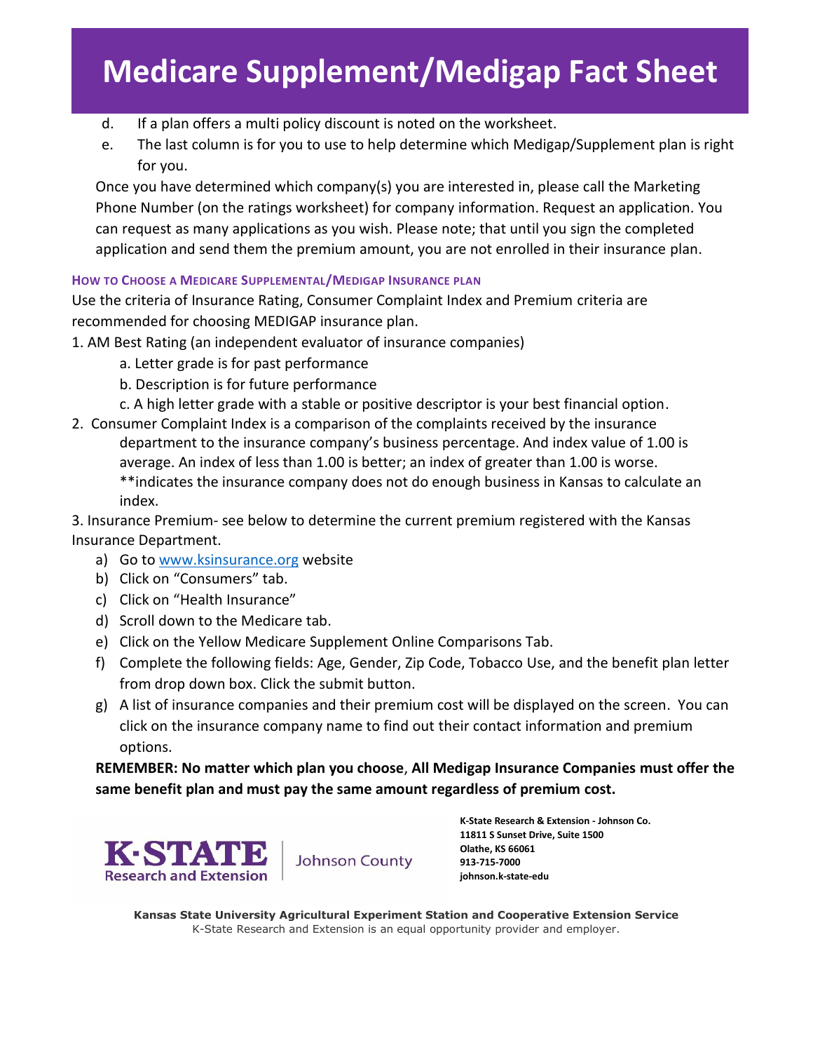# Medicare Supplement/Medigap Fact Sheet

d. If a plan offers a multi policy discount is noted on the worksheet.

e. The last column is for you to use to help determine which Medigap/Supplement plan is right for you.

Once you have determined which company(s) you are interested in, please call the Marketing Phone Number (on the ratings worksheet) for company information. Request an application. You can request as many applications as you wish. Please note; that until you sign the completed application and send them the premium amount, you are not enrolled in their insurance plan.

### HOW TO CHOOSE A MEDICARE SUPPLEMENTAL/MEDIGAP INSURANCE PLAN

Use the criteria of Insurance Rating, Consumer Complaint Index and Premium criteria are recommended for choosing MEDIGAP insurance plan.

1. AM Best Rating (an independent evaluator of insurance companies)
   a. Letter grade is for past performance
   b. Description is for future performance
   c. A high letter grade with a stable or positive descriptor is your best financial option.
2. Consumer Complaint Index is a comparison of the complaints received by the insurance department to the insurance company's business percentage. And index value of 1.00 is average. An index of less than 1.00 is better; an index of greater than 1.00 is worse. **indicates the insurance company does not do enough business in Kansas to calculate an index.
3. Insurance Premium- see below to determine the current premium registered with the Kansas Insurance Department.
   a) Go to www.ksinsurance.org website
   b) Click on "Consumers" tab.
   c) Click on "Health Insurance"
   d) Scroll down to the Medicare tab.
   e) Click on the Yellow Medicare Supplement Online Comparisons Tab.
   f) Complete the following fields: Age, Gender, Zip Code, Tobacco Use, and the benefit plan letter from drop down box. Click the submit button.
   g) A list of insurance companies and their premium cost will be displayed on the screen. You can click on the insurance company name to find out their contact information and premium options.

**REMEMBER: No matter which plan you choose, All Medigap Insurance Companies must offer the same benefit plan and must pay the same amount regardless of premium cost.**

K·STATE Research and Extension | Johnson County

**K-State Research & Extension - Johnson Co.**
**11811 S Sunset Drive, Suite 1500**
**Olathe, KS 66061**
**913-715-7000**
**johnson.k-state-edu**

**Kansas State University Agricultural Experiment Station and Cooperative Extension Service**
K-State Research and Extension is an equal opportunity provider and employer.